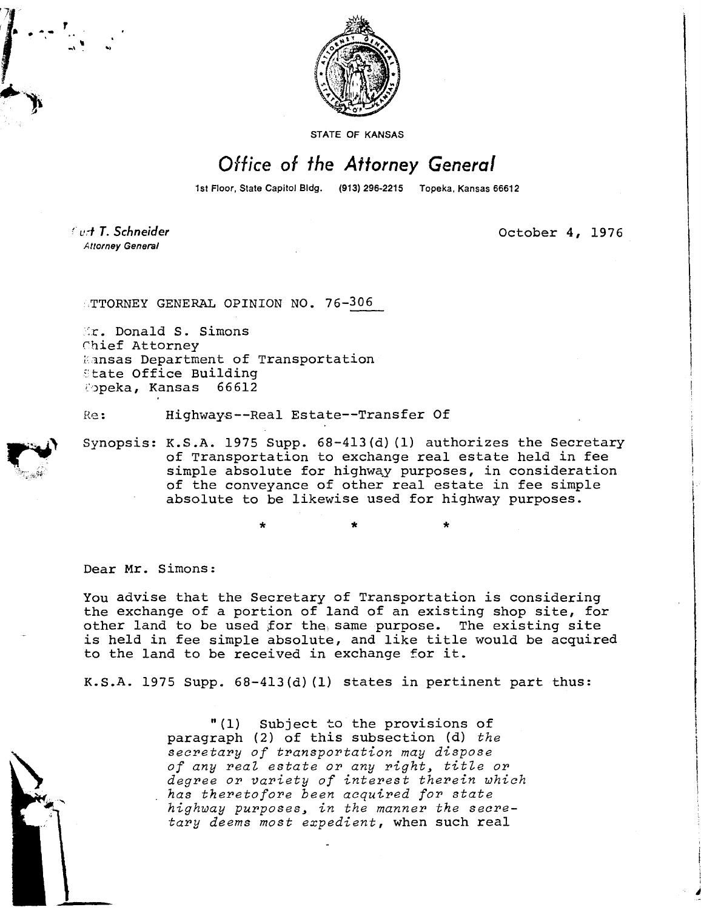STATE OF KANSAS

# Office of the Attorney General

1st Floor, State Capitol Bldg. (913) 296-2215 Topeka, Kansas 66612

Curt T. Schneider
*Attorney General*

October 4, 1976

ATTORNEY GENERAL OPINION NO. 76-306

Mr. Donald S. Simons
Chief Attorney
Kansas Department of Transportation
State Office Building
Topeka, Kansas 66612

Re: Highways--Real Estate--Transfer Of

Synopsis: K.S.A. 1975 Supp. 68-413(d)(1) authorizes the Secretary of Transportation to exchange real estate held in fee simple absolute for highway purposes, in consideration of the conveyance of other real estate in fee simple absolute to be likewise used for highway purposes.

\* \* \*

Dear Mr. Simons:

You advise that the Secretary of Transportation is considering the exchange of a portion of land of an existing shop site, for other land to be used for the same purpose. The existing site is held in fee simple absolute, and like title would be acquired to the land to be received in exchange for it.

K.S.A. 1975 Supp. 68-413(d)(1) states in pertinent part thus:

> "(1) Subject to the provisions of paragraph (2) of this subsection (d) *the secretary of transportation may dispose of any real estate or any right, title or degree or variety of interest therein which has theretofore been acquired for state highway purposes, in the manner the secretary deems most expedient*, when such real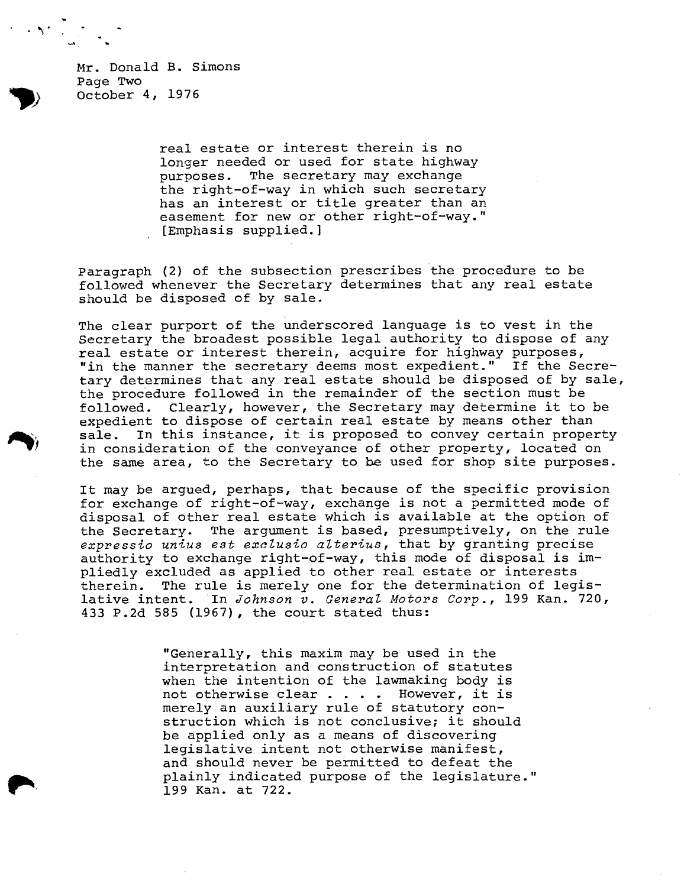real estate or interest therein is no longer needed or used for state highway purposes. The secretary may exchange the right-of-way in which such secretary has an interest or title greater than an easement for new or other right-of-way." [Emphasis supplied.]

Paragraph (2) of the subsection prescribes the procedure to be followed whenever the Secretary determines that any real estate should be disposed of by sale.

The clear purport of the underscored language is to vest in the Secretary the broadest possible legal authority to dispose of any real estate or interest therein, acquire for highway purposes, "in the manner the secretary deems most expedient." If the Secretary determines that any real estate should be disposed of by sale, the procedure followed in the remainder of the section must be followed. Clearly, however, the Secretary may determine it to be expedient to dispose of certain real estate by means other than sale. In this instance, it is proposed to convey certain property in consideration of the conveyance of other property, located on the same area, to the Secretary to be used for shop site purposes.

It may be argued, perhaps, that because of the specific provision for exchange of right-of-way, exchange is not a permitted mode of disposal of other real estate which is available at the option of the Secretary. The argument is based, presumptively, on the rule *expressio unius est exclusio alterius*, that by granting precise authority to exchange right-of-way, this mode of disposal is impliedly excluded as applied to other real estate or interests therein. The rule is merely one for the determination of legislative intent. In *Johnson v. General Motors Corp.*, 199 Kan. 720, 433 P.2d 585 (1967), the court stated thus:

> "Generally, this maxim may be used in the interpretation and construction of statutes when the intention of the lawmaking body is not otherwise clear . . . . However, it is merely an auxiliary rule of statutory construction which is not conclusive; it should be applied only as a means of discovering legislative intent not otherwise manifest, and should never be permitted to defeat the plainly indicated purpose of the legislature." 199 Kan. at 722.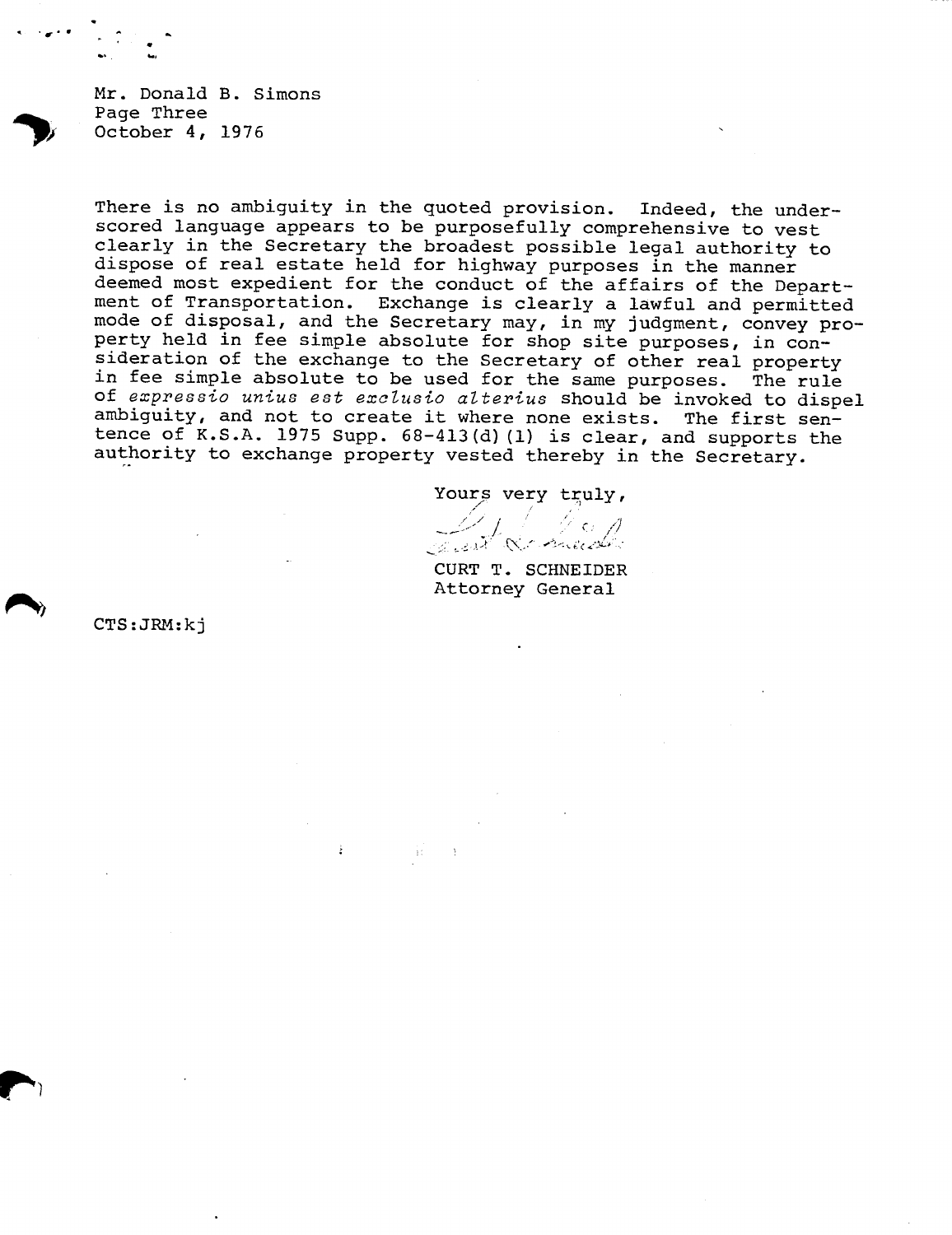Mr. Donald B. Simons
Page Three
October 4, 1976

There is no ambiguity in the quoted provision. Indeed, the underscored language appears to be purposefully comprehensive to vest clearly in the Secretary the broadest possible legal authority to dispose of real estate held for highway purposes in the manner deemed most expedient for the conduct of the affairs of the Department of Transportation. Exchange is clearly a lawful and permitted mode of disposal, and the Secretary may, in my judgment, convey property held in fee simple absolute for shop site purposes, in consideration of the exchange to the Secretary of other real property in fee simple absolute to be used for the same purposes. The rule of *expressio unius est exclusio alterius* should be invoked to dispel ambiguity, and not to create it where none exists. The first sentence of K.S.A. 1975 Supp. 68-413(d)(1) is clear, and supports the authority to exchange property vested thereby in the Secretary.

Yours very truly,

CURT T. SCHNEIDER
Attorney General

CTS:JRM:kj